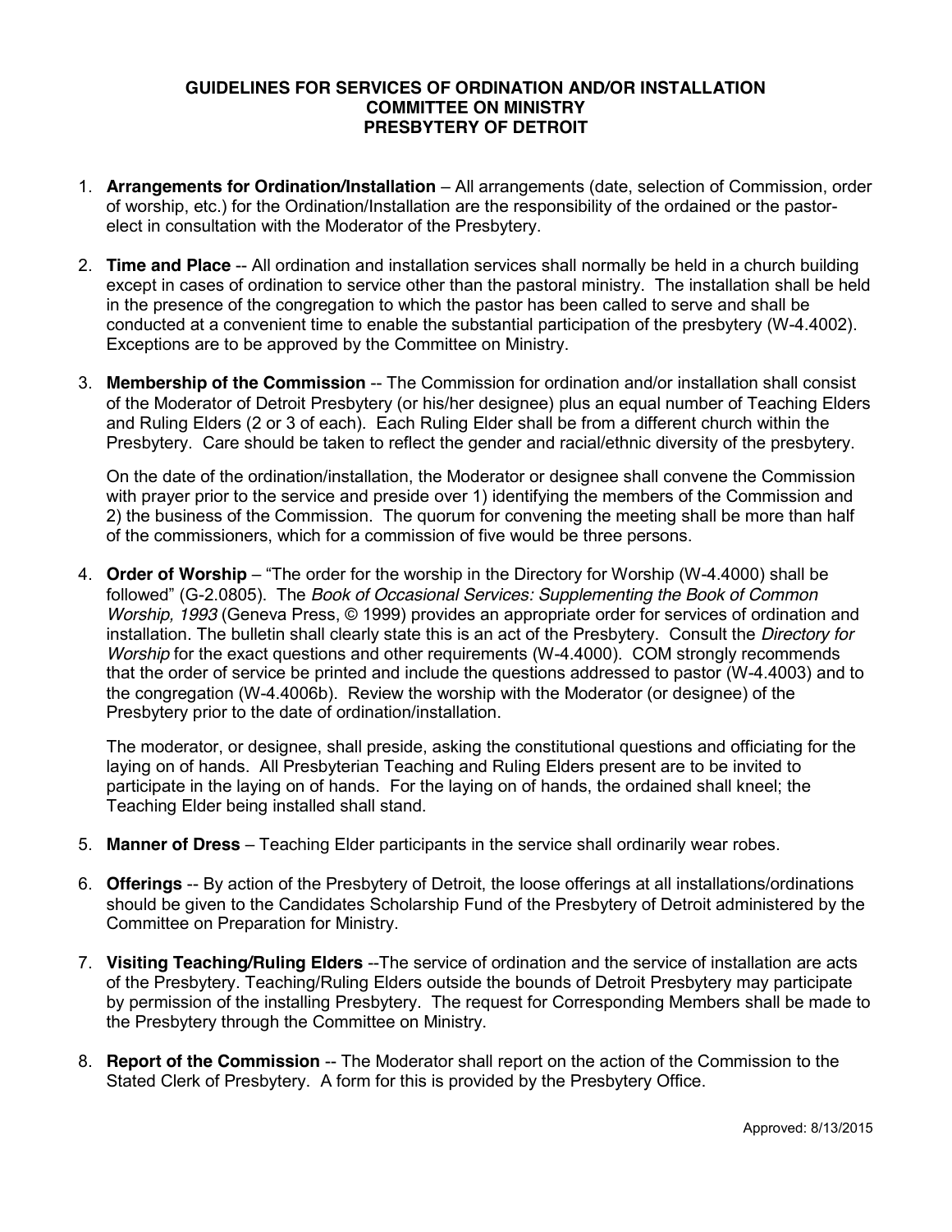# GUIDELINES FOR SERVICES OF ORDINATION AND/OR INSTALLATION
## COMMITTEE ON MINISTRY
## PRESBYTERY OF DETROIT

1. **Arrangements for Ordination/Installation** – All arrangements (date, selection of Commission, order of worship, etc.) for the Ordination/Installation are the responsibility of the ordained or the pastor-elect in consultation with the Moderator of the Presbytery.

2. **Time and Place** -- All ordination and installation services shall normally be held in a church building except in cases of ordination to service other than the pastoral ministry. The installation shall be held in the presence of the congregation to which the pastor has been called to serve and shall be conducted at a convenient time to enable the substantial participation of the presbytery (W-4.4002). Exceptions are to be approved by the Committee on Ministry.

3. **Membership of the Commission** -- The Commission for ordination and/or installation shall consist of the Moderator of Detroit Presbytery (or his/her designee) plus an equal number of Teaching Elders and Ruling Elders (2 or 3 of each). Each Ruling Elder shall be from a different church within the Presbytery. Care should be taken to reflect the gender and racial/ethnic diversity of the presbytery.

   On the date of the ordination/installation, the Moderator or designee shall convene the Commission with prayer prior to the service and preside over 1) identifying the members of the Commission and 2) the business of the Commission. The quorum for convening the meeting shall be more than half of the commissioners, which for a commission of five would be three persons.

4. **Order of Worship** – "The order for the worship in the Directory for Worship (W-4.4000) shall be followed" (G-2.0805). The *Book of Occasional Services: Supplementing the Book of Common Worship, 1993* (Geneva Press, © 1999) provides an appropriate order for services of ordination and installation. The bulletin shall clearly state this is an act of the Presbytery. Consult the *Directory for Worship* for the exact questions and other requirements (W-4.4000). COM strongly recommends that the order of service be printed and include the questions addressed to pastor (W-4.4003) and to the congregation (W-4.4006b). Review the worship with the Moderator (or designee) of the Presbytery prior to the date of ordination/installation.

   The moderator, or designee, shall preside, asking the constitutional questions and officiating for the laying on of hands. All Presbyterian Teaching and Ruling Elders present are to be invited to participate in the laying on of hands. For the laying on of hands, the ordained shall kneel; the Teaching Elder being installed shall stand.

5. **Manner of Dress** – Teaching Elder participants in the service shall ordinarily wear robes.

6. **Offerings** -- By action of the Presbytery of Detroit, the loose offerings at all installations/ordinations should be given to the Candidates Scholarship Fund of the Presbytery of Detroit administered by the Committee on Preparation for Ministry.

7. **Visiting Teaching/Ruling Elders** --The service of ordination and the service of installation are acts of the Presbytery. Teaching/Ruling Elders outside the bounds of Detroit Presbytery may participate by permission of the installing Presbytery. The request for Corresponding Members shall be made to the Presbytery through the Committee on Ministry.

8. **Report of the Commission** -- The Moderator shall report on the action of the Commission to the Stated Clerk of Presbytery. A form for this is provided by the Presbytery Office.

Approved: 8/13/2015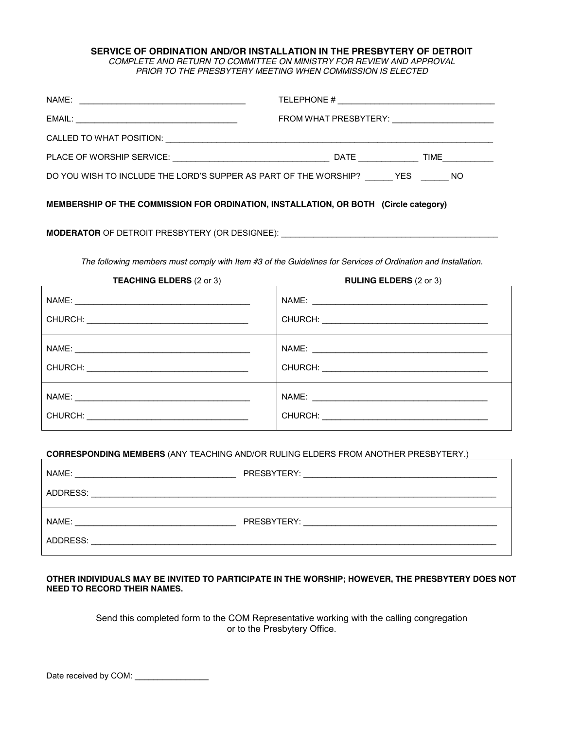## SERVICE OF ORDINATION AND/OR INSTALLATION IN THE PRESBYTERY OF DETROIT

*COMPLETE AND RETURN TO COMMITTEE ON MINISTRY FOR REVIEW AND APPROVAL PRIOR TO THE PRESBYTERY MEETING WHEN COMMISSION IS ELECTED*

NAME: ___________________________________ TELEPHONE # _________________________________

EMAIL: __________________________________ FROM WHAT PRESBYTERY: _____________________

CALLED TO WHAT POSITION: ____________________________________________________________________________

PLACE OF WORSHIP SERVICE: ________________________________ DATE ____________ TIME__________

DO YOU WISH TO INCLUDE THE LORD'S SUPPER AS PART OF THE WORSHIP? ______ YES ______ NO

**MEMBERSHIP OF THE COMMISSION FOR ORDINATION, INSTALLATION, OR BOTH (Circle category)**

**MODERATOR** OF DETROIT PRESBYTERY (OR DESIGNEE): _______________________________________________

*The following members must comply with Item #3 of the Guidelines for Services of Ordination and Installation.*

| **TEACHING ELDERS** (2 or 3) | **RULING ELDERS** (2 or 3) |
|---|---|
| NAME: ______________________________<br>CHURCH: ____________________________ | NAME: ______________________________<br>CHURCH: ____________________________ |
| NAME: ______________________________<br>CHURCH: ____________________________ | NAME: ______________________________<br>CHURCH: ____________________________ |
| NAME: ______________________________<br>CHURCH: ____________________________ | NAME: ______________________________<br>CHURCH: ____________________________ |

**CORRESPONDING MEMBERS** (ANY TEACHING AND/OR RULING ELDERS FROM ANOTHER PRESBYTERY.)

| | |
|---|---|
| NAME: __________________________________ | PRESBYTERY: ________________________________________ |
| ADDRESS: ________________________________________________________________________________ | |
| NAME: __________________________________ | PRESBYTERY: ________________________________________ |
| ADDRESS: ________________________________________________________________________________ | |

**OTHER INDIVIDUALS MAY BE INVITED TO PARTICIPATE IN THE WORSHIP; HOWEVER, THE PRESBYTERY DOES NOT NEED TO RECORD THEIR NAMES.**

Send this completed form to the COM Representative working with the calling congregation or to the Presbytery Office.

Date received by COM: ________________